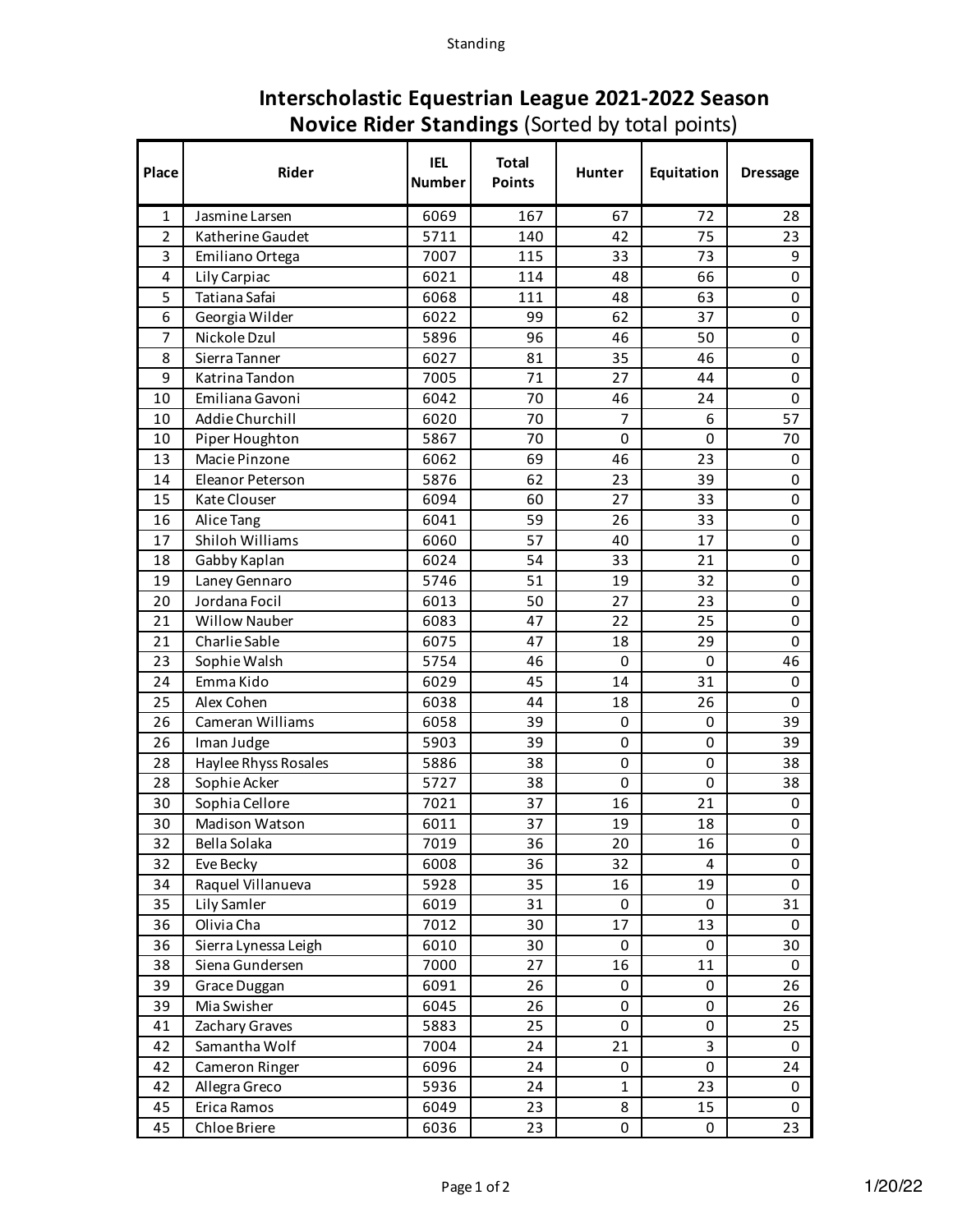# Interscholastic Equestrian League 2021-2022 Season
## **Novice Rider Standings** (Sorted by total points)

| Place | Rider | IEL Number | Total Points | Hunter | Equitation | Dressage |
|---|---|---|---|---|---|---|
| 1 | Jasmine Larsen | 6069 | 167 | 67 | 72 | 28 |
| 2 | Katherine Gaudet | 5711 | 140 | 42 | 75 | 23 |
| 3 | Emiliano Ortega | 7007 | 115 | 33 | 73 | 9 |
| 4 | Lily Carpiac | 6021 | 114 | 48 | 66 | 0 |
| 5 | Tatiana Safai | 6068 | 111 | 48 | 63 | 0 |
| 6 | Georgia Wilder | 6022 | 99 | 62 | 37 | 0 |
| 7 | Nickole Dzul | 5896 | 96 | 46 | 50 | 0 |
| 8 | Sierra Tanner | 6027 | 81 | 35 | 46 | 0 |
| 9 | Katrina Tandon | 7005 | 71 | 27 | 44 | 0 |
| 10 | Emiliana Gavoni | 6042 | 70 | 46 | 24 | 0 |
| 10 | Addie Churchill | 6020 | 70 | 7 | 6 | 57 |
| 10 | Piper Houghton | 5867 | 70 | 0 | 0 | 70 |
| 13 | Macie Pinzone | 6062 | 69 | 46 | 23 | 0 |
| 14 | Eleanor Peterson | 5876 | 62 | 23 | 39 | 0 |
| 15 | Kate Clouser | 6094 | 60 | 27 | 33 | 0 |
| 16 | Alice Tang | 6041 | 59 | 26 | 33 | 0 |
| 17 | Shiloh Williams | 6060 | 57 | 40 | 17 | 0 |
| 18 | Gabby Kaplan | 6024 | 54 | 33 | 21 | 0 |
| 19 | Laney Gennaro | 5746 | 51 | 19 | 32 | 0 |
| 20 | Jordana Focil | 6013 | 50 | 27 | 23 | 0 |
| 21 | Willow Nauber | 6083 | 47 | 22 | 25 | 0 |
| 21 | Charlie Sable | 6075 | 47 | 18 | 29 | 0 |
| 23 | Sophie Walsh | 5754 | 46 | 0 | 0 | 46 |
| 24 | Emma Kido | 6029 | 45 | 14 | 31 | 0 |
| 25 | Alex Cohen | 6038 | 44 | 18 | 26 | 0 |
| 26 | Cameran Williams | 6058 | 39 | 0 | 0 | 39 |
| 26 | Iman Judge | 5903 | 39 | 0 | 0 | 39 |
| 28 | Haylee Rhyss Rosales | 5886 | 38 | 0 | 0 | 38 |
| 28 | Sophie Acker | 5727 | 38 | 0 | 0 | 38 |
| 30 | Sophia Cellore | 7021 | 37 | 16 | 21 | 0 |
| 30 | Madison Watson | 6011 | 37 | 19 | 18 | 0 |
| 32 | Bella Solaka | 7019 | 36 | 20 | 16 | 0 |
| 32 | Eve Becky | 6008 | 36 | 32 | 4 | 0 |
| 34 | Raquel Villanueva | 5928 | 35 | 16 | 19 | 0 |
| 35 | Lily Samler | 6019 | 31 | 0 | 0 | 31 |
| 36 | Olivia Cha | 7012 | 30 | 17 | 13 | 0 |
| 36 | Sierra Lynessa Leigh | 6010 | 30 | 0 | 0 | 30 |
| 38 | Siena Gundersen | 7000 | 27 | 16 | 11 | 0 |
| 39 | Grace Duggan | 6091 | 26 | 0 | 0 | 26 |
| 39 | Mia Swisher | 6045 | 26 | 0 | 0 | 26 |
| 41 | Zachary Graves | 5883 | 25 | 0 | 0 | 25 |
| 42 | Samantha Wolf | 7004 | 24 | 21 | 3 | 0 |
| 42 | Cameron Ringer | 6096 | 24 | 0 | 0 | 24 |
| 42 | Allegra Greco | 5936 | 24 | 1 | 23 | 0 |
| 45 | Erica Ramos | 6049 | 23 | 8 | 15 | 0 |
| 45 | Chloe Briere | 6036 | 23 | 0 | 0 | 23 |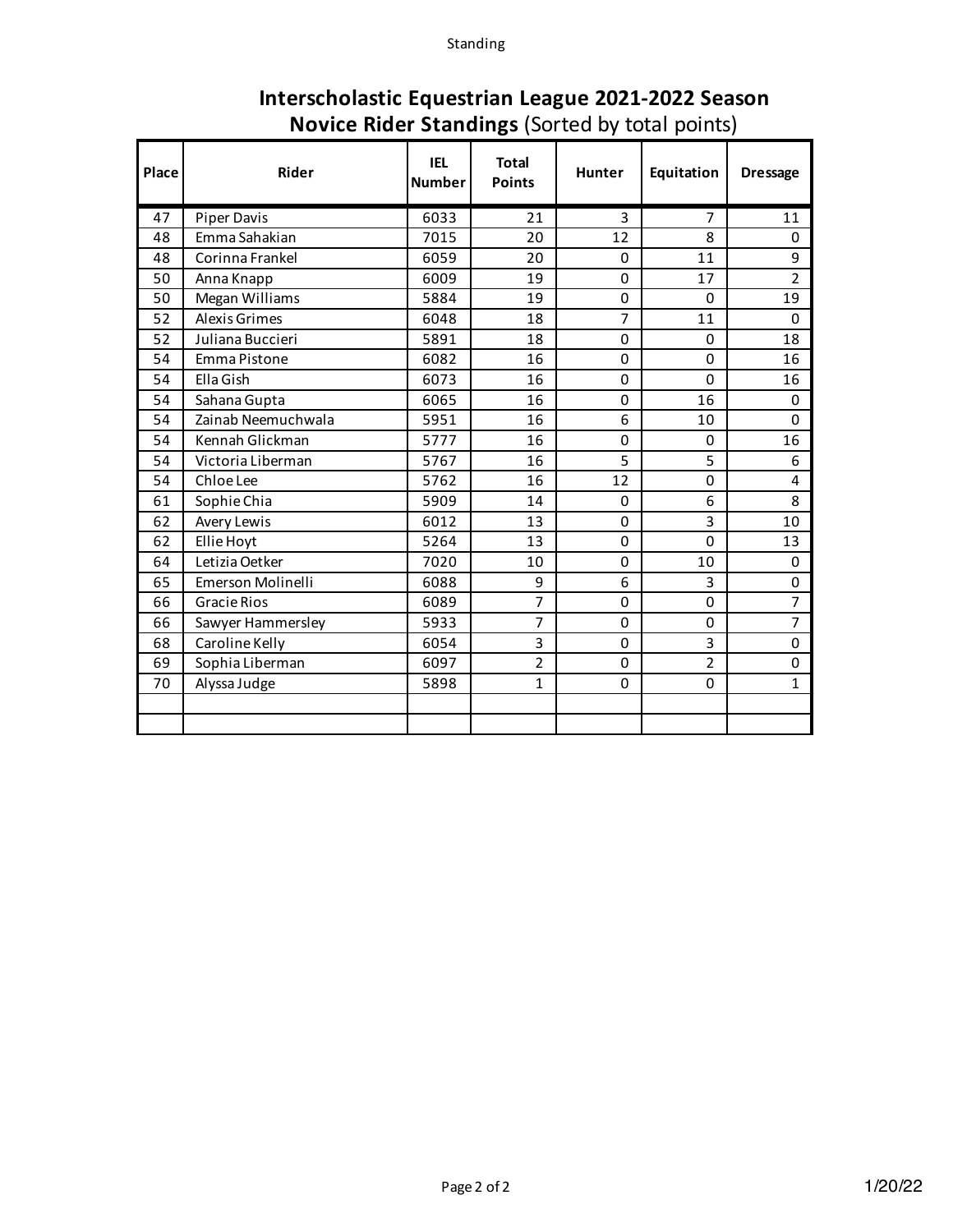# Interscholastic Equestrian League 2021-2022 Season

## **Novice Rider Standings** (Sorted by total points)

| Place | Rider | IEL Number | Total Points | Hunter | Equitation | Dressage |
|---|---|---|---|---|---|---|
| 47 | Piper Davis | 6033 | 21 | 3 | 7 | 11 |
| 48 | Emma Sahakian | 7015 | 20 | 12 | 8 | 0 |
| 48 | Corinna Frankel | 6059 | 20 | 0 | 11 | 9 |
| 50 | Anna Knapp | 6009 | 19 | 0 | 17 | 2 |
| 50 | Megan Williams | 5884 | 19 | 0 | 0 | 19 |
| 52 | Alexis Grimes | 6048 | 18 | 7 | 11 | 0 |
| 52 | Juliana Buccieri | 5891 | 18 | 0 | 0 | 18 |
| 54 | Emma Pistone | 6082 | 16 | 0 | 0 | 16 |
| 54 | Ella Gish | 6073 | 16 | 0 | 0 | 16 |
| 54 | Sahana Gupta | 6065 | 16 | 0 | 16 | 0 |
| 54 | Zainab Neemuchwala | 5951 | 16 | 6 | 10 | 0 |
| 54 | Kennah Glickman | 5777 | 16 | 0 | 0 | 16 |
| 54 | Victoria Liberman | 5767 | 16 | 5 | 5 | 6 |
| 54 | Chloe Lee | 5762 | 16 | 12 | 0 | 4 |
| 61 | Sophie Chia | 5909 | 14 | 0 | 6 | 8 |
| 62 | Avery Lewis | 6012 | 13 | 0 | 3 | 10 |
| 62 | Ellie Hoyt | 5264 | 13 | 0 | 0 | 13 |
| 64 | Letizia Oetker | 7020 | 10 | 0 | 10 | 0 |
| 65 | Emerson Molinelli | 6088 | 9 | 6 | 3 | 0 |
| 66 | Gracie Rios | 6089 | 7 | 0 | 0 | 7 |
| 66 | Sawyer Hammersley | 5933 | 7 | 0 | 0 | 7 |
| 68 | Caroline Kelly | 6054 | 3 | 0 | 3 | 0 |
| 69 | Sophia Liberman | 6097 | 2 | 0 | 2 | 0 |
| 70 | Alyssa Judge | 5898 | 1 | 0 | 0 | 1 |
| | | | | | | |
| | | | | | | |